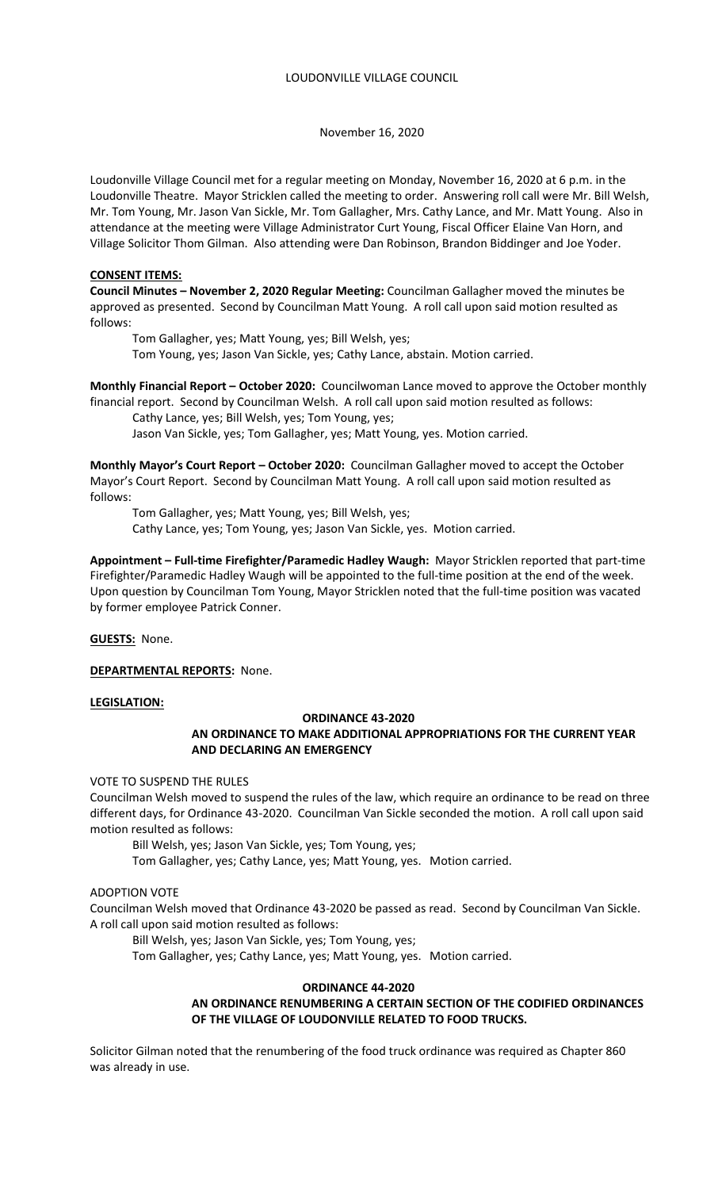# LOUDONVILLE VILLAGE COUNCIL

November 16, 2020

Loudonville Village Council met for a regular meeting on Monday, November 16, 2020 at 6 p.m. in the Loudonville Theatre. Mayor Stricklen called the meeting to order. Answering roll call were Mr. Bill Welsh, Mr. Tom Young, Mr. Jason Van Sickle, Mr. Tom Gallagher, Mrs. Cathy Lance, and Mr. Matt Young. Also in attendance at the meeting were Village Administrator Curt Young, Fiscal Officer Elaine Van Horn, and Village Solicitor Thom Gilman. Also attending were Dan Robinson, Brandon Biddinger and Joe Yoder.

## CONSENT ITEMS:

**Council Minutes – November 2, 2020 Regular Meeting:** Councilman Gallagher moved the minutes be approved as presented. Second by Councilman Matt Young. A roll call upon said motion resulted as follows:

Tom Gallagher, yes; Matt Young, yes; Bill Welsh, yes;
Tom Young, yes; Jason Van Sickle, yes; Cathy Lance, abstain. Motion carried.

**Monthly Financial Report – October 2020:** Councilwoman Lance moved to approve the October monthly financial report. Second by Councilman Welsh. A roll call upon said motion resulted as follows:

Cathy Lance, yes; Bill Welsh, yes; Tom Young, yes;
Jason Van Sickle, yes; Tom Gallagher, yes; Matt Young, yes. Motion carried.

**Monthly Mayor's Court Report – October 2020:** Councilman Gallagher moved to accept the October Mayor's Court Report. Second by Councilman Matt Young. A roll call upon said motion resulted as follows:

Tom Gallagher, yes; Matt Young, yes; Bill Welsh, yes;
Cathy Lance, yes; Tom Young, yes; Jason Van Sickle, yes. Motion carried.

**Appointment – Full-time Firefighter/Paramedic Hadley Waugh:** Mayor Stricklen reported that part-time Firefighter/Paramedic Hadley Waugh will be appointed to the full-time position at the end of the week. Upon question by Councilman Tom Young, Mayor Stricklen noted that the full-time position was vacated by former employee Patrick Conner.

**GUESTS:** None.

**DEPARTMENTAL REPORTS:** None.

## LEGISLATION:

### ORDINANCE 43-2020
### AN ORDINANCE TO MAKE ADDITIONAL APPROPRIATIONS FOR THE CURRENT YEAR AND DECLARING AN EMERGENCY

VOTE TO SUSPEND THE RULES

Councilman Welsh moved to suspend the rules of the law, which require an ordinance to be read on three different days, for Ordinance 43-2020. Councilman Van Sickle seconded the motion. A roll call upon said motion resulted as follows:

Bill Welsh, yes; Jason Van Sickle, yes; Tom Young, yes;
Tom Gallagher, yes; Cathy Lance, yes; Matt Young, yes. Motion carried.

ADOPTION VOTE

Councilman Welsh moved that Ordinance 43-2020 be passed as read. Second by Councilman Van Sickle. A roll call upon said motion resulted as follows:

Bill Welsh, yes; Jason Van Sickle, yes; Tom Young, yes;
Tom Gallagher, yes; Cathy Lance, yes; Matt Young, yes. Motion carried.

### ORDINANCE 44-2020
### AN ORDINANCE RENUMBERING A CERTAIN SECTION OF THE CODIFIED ORDINANCES OF THE VILLAGE OF LOUDONVILLE RELATED TO FOOD TRUCKS.

Solicitor Gilman noted that the renumbering of the food truck ordinance was required as Chapter 860 was already in use.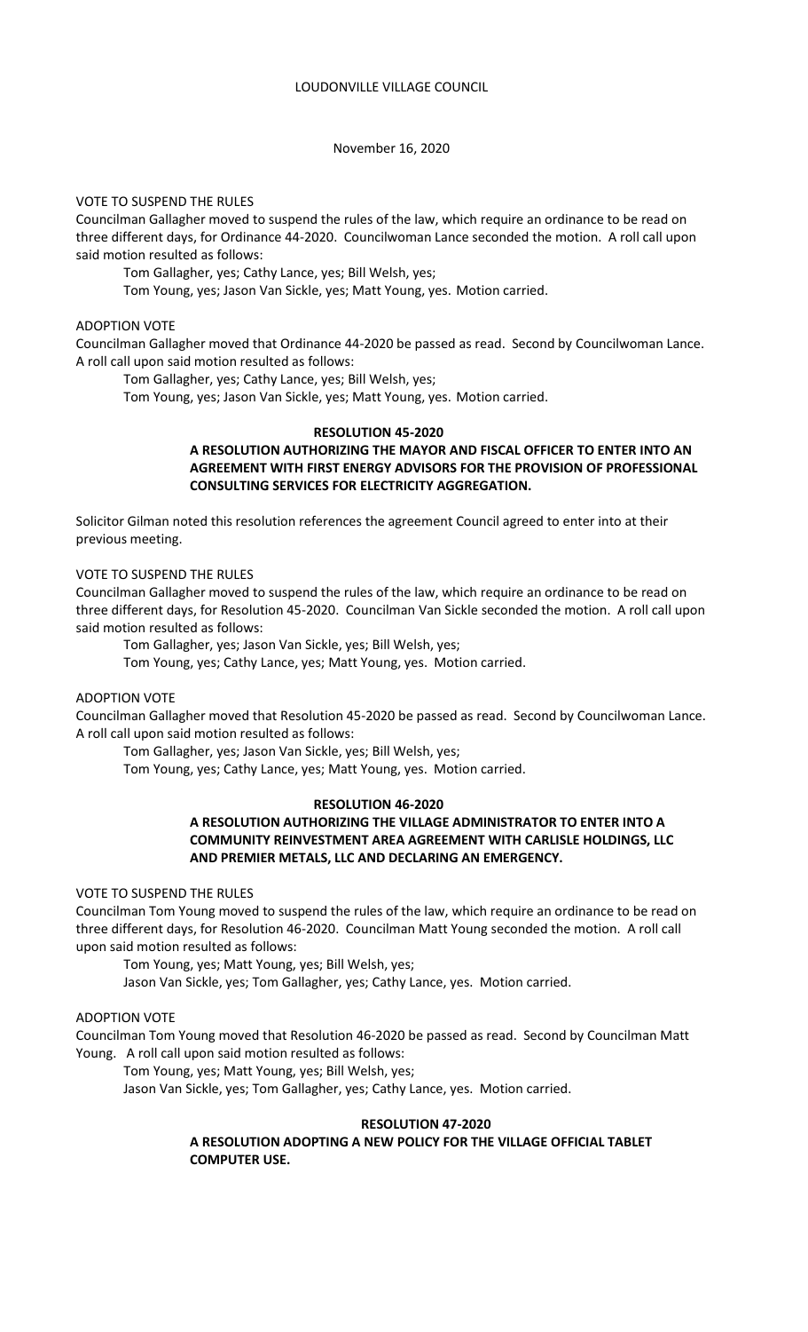LOUDONVILLE VILLAGE COUNCIL

November 16, 2020

VOTE TO SUSPEND THE RULES

Councilman Gallagher moved to suspend the rules of the law, which require an ordinance to be read on three different days, for Ordinance 44-2020. Councilwoman Lance seconded the motion. A roll call upon said motion resulted as follows:

Tom Gallagher, yes; Cathy Lance, yes; Bill Welsh, yes;
Tom Young, yes; Jason Van Sickle, yes; Matt Young, yes. Motion carried.

ADOPTION VOTE

Councilman Gallagher moved that Ordinance 44-2020 be passed as read. Second by Councilwoman Lance. A roll call upon said motion resulted as follows:

Tom Gallagher, yes; Cathy Lance, yes; Bill Welsh, yes;
Tom Young, yes; Jason Van Sickle, yes; Matt Young, yes. Motion carried.

**RESOLUTION 45-2020**

**A RESOLUTION AUTHORIZING THE MAYOR AND FISCAL OFFICER TO ENTER INTO AN AGREEMENT WITH FIRST ENERGY ADVISORS FOR THE PROVISION OF PROFESSIONAL CONSULTING SERVICES FOR ELECTRICITY AGGREGATION.**

Solicitor Gilman noted this resolution references the agreement Council agreed to enter into at their previous meeting.

VOTE TO SUSPEND THE RULES

Councilman Gallagher moved to suspend the rules of the law, which require an ordinance to be read on three different days, for Resolution 45-2020. Councilman Van Sickle seconded the motion. A roll call upon said motion resulted as follows:

Tom Gallagher, yes; Jason Van Sickle, yes; Bill Welsh, yes;
Tom Young, yes; Cathy Lance, yes; Matt Young, yes. Motion carried.

ADOPTION VOTE

Councilman Gallagher moved that Resolution 45-2020 be passed as read. Second by Councilwoman Lance. A roll call upon said motion resulted as follows:

Tom Gallagher, yes; Jason Van Sickle, yes; Bill Welsh, yes;
Tom Young, yes; Cathy Lance, yes; Matt Young, yes. Motion carried.

**RESOLUTION 46-2020**

**A RESOLUTION AUTHORIZING THE VILLAGE ADMINISTRATOR TO ENTER INTO A COMMUNITY REINVESTMENT AREA AGREEMENT WITH CARLISLE HOLDINGS, LLC AND PREMIER METALS, LLC AND DECLARING AN EMERGENCY.**

VOTE TO SUSPEND THE RULES

Councilman Tom Young moved to suspend the rules of the law, which require an ordinance to be read on three different days, for Resolution 46-2020. Councilman Matt Young seconded the motion. A roll call upon said motion resulted as follows:

Tom Young, yes; Matt Young, yes; Bill Welsh, yes;
Jason Van Sickle, yes; Tom Gallagher, yes; Cathy Lance, yes. Motion carried.

ADOPTION VOTE

Councilman Tom Young moved that Resolution 46-2020 be passed as read. Second by Councilman Matt Young. A roll call upon said motion resulted as follows:

Tom Young, yes; Matt Young, yes; Bill Welsh, yes;
Jason Van Sickle, yes; Tom Gallagher, yes; Cathy Lance, yes. Motion carried.

**RESOLUTION 47-2020**

**A RESOLUTION ADOPTING A NEW POLICY FOR THE VILLAGE OFFICIAL TABLET COMPUTER USE.**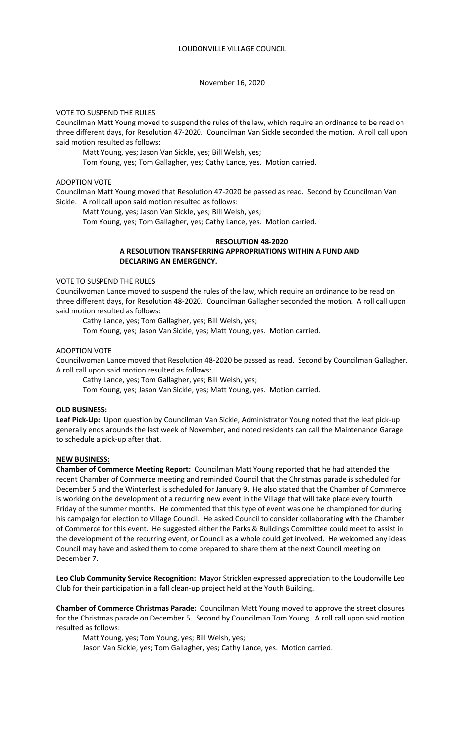LOUDONVILLE VILLAGE COUNCIL

November 16, 2020

VOTE TO SUSPEND THE RULES

Councilman Matt Young moved to suspend the rules of the law, which require an ordinance to be read on three different days, for Resolution 47-2020. Councilman Van Sickle seconded the motion. A roll call upon said motion resulted as follows:

Matt Young, yes; Jason Van Sickle, yes; Bill Welsh, yes;
Tom Young, yes; Tom Gallagher, yes; Cathy Lance, yes. Motion carried.

ADOPTION VOTE

Councilman Matt Young moved that Resolution 47-2020 be passed as read. Second by Councilman Van Sickle. A roll call upon said motion resulted as follows:

Matt Young, yes; Jason Van Sickle, yes; Bill Welsh, yes;
Tom Young, yes; Tom Gallagher, yes; Cathy Lance, yes. Motion carried.

**RESOLUTION 48-2020**

**A RESOLUTION TRANSFERRING APPROPRIATIONS WITHIN A FUND AND DECLARING AN EMERGENCY.**

VOTE TO SUSPEND THE RULES

Councilwoman Lance moved to suspend the rules of the law, which require an ordinance to be read on three different days, for Resolution 48-2020. Councilman Gallagher seconded the motion. A roll call upon said motion resulted as follows:

Cathy Lance, yes; Tom Gallagher, yes; Bill Welsh, yes;
Tom Young, yes; Jason Van Sickle, yes; Matt Young, yes. Motion carried.

ADOPTION VOTE

Councilwoman Lance moved that Resolution 48-2020 be passed as read. Second by Councilman Gallagher. A roll call upon said motion resulted as follows:

Cathy Lance, yes; Tom Gallagher, yes; Bill Welsh, yes;
Tom Young, yes; Jason Van Sickle, yes; Matt Young, yes. Motion carried.

**OLD BUSINESS:**

**Leaf Pick-Up:** Upon question by Councilman Van Sickle, Administrator Young noted that the leaf pick-up generally ends arounds the last week of November, and noted residents can call the Maintenance Garage to schedule a pick-up after that.

**NEW BUSINESS:**

**Chamber of Commerce Meeting Report:** Councilman Matt Young reported that he had attended the recent Chamber of Commerce meeting and reminded Council that the Christmas parade is scheduled for December 5 and the Winterfest is scheduled for January 9. He also stated that the Chamber of Commerce is working on the development of a recurring new event in the Village that will take place every fourth Friday of the summer months. He commented that this type of event was one he championed for during his campaign for election to Village Council. He asked Council to consider collaborating with the Chamber of Commerce for this event. He suggested either the Parks & Buildings Committee could meet to assist in the development of the recurring event, or Council as a whole could get involved. He welcomed any ideas Council may have and asked them to come prepared to share them at the next Council meeting on December 7.

**Leo Club Community Service Recognition:** Mayor Stricklen expressed appreciation to the Loudonville Leo Club for their participation in a fall clean-up project held at the Youth Building.

**Chamber of Commerce Christmas Parade:** Councilman Matt Young moved to approve the street closures for the Christmas parade on December 5. Second by Councilman Tom Young. A roll call upon said motion resulted as follows:

Matt Young, yes; Tom Young, yes; Bill Welsh, yes;
Jason Van Sickle, yes; Tom Gallagher, yes; Cathy Lance, yes. Motion carried.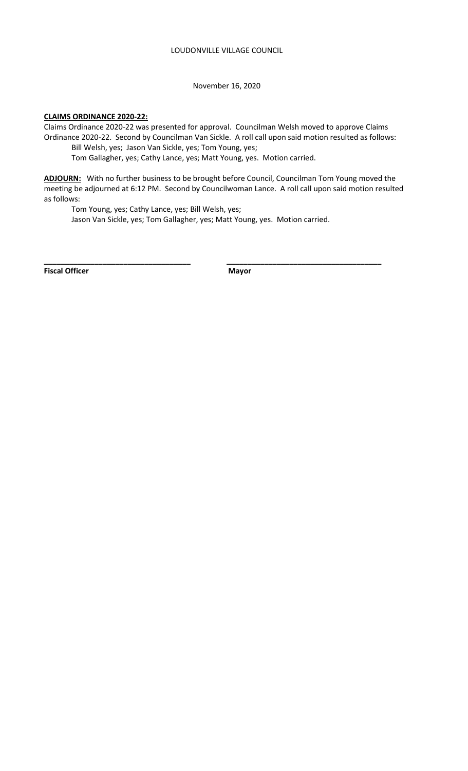LOUDONVILLE VILLAGE COUNCIL

November 16, 2020

**CLAIMS ORDINANCE 2020-22:**

Claims Ordinance 2020-22 was presented for approval. Councilman Welsh moved to approve Claims Ordinance 2020-22. Second by Councilman Van Sickle. A roll call upon said motion resulted as follows:

Bill Welsh, yes; Jason Van Sickle, yes; Tom Young, yes;
Tom Gallagher, yes; Cathy Lance, yes; Matt Young, yes. Motion carried.

**ADJOURN:** With no further business to be brought before Council, Councilman Tom Young moved the meeting be adjourned at 6:12 PM. Second by Councilwoman Lance. A roll call upon said motion resulted as follows:

Tom Young, yes; Cathy Lance, yes; Bill Welsh, yes;
Jason Van Sickle, yes; Tom Gallagher, yes; Matt Young, yes. Motion carried.

__________________________________ __________________________________

**Fiscal Officer** **Mayor**